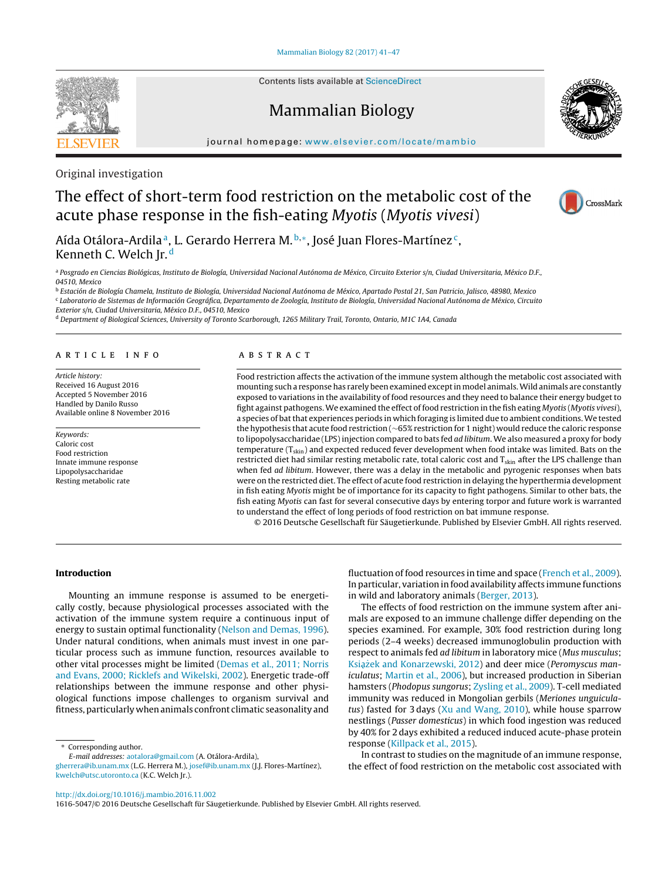Original investigation

# The effect of short-term food restriction on the metabolic cost of the acute phase response in the fish-eating *Myotis* (*Myotis vivesi*)

Aída Otálora-Ardila[a], L. Gerardo Herrera M.[b,*], José Juan Flores-Martínez[c], Kenneth C. Welch Jr.[d]

[a] Posgrado en Ciencias Biológicas, Instituto de Biología, Universidad Nacional Autónoma de México, Circuito Exterior s/n, Ciudad Universitaria, México D.F., 04510, Mexico

[b] Estación de Biología Chamela, Instituto de Biología, Universidad Nacional Autónoma de México, Apartado Postal 21, San Patricio, Jalisco, 48980, Mexico

[c] Laboratorio de Sistemas de Información Geográfica, Departamento de Zoología, Instituto de Biología, Universidad Nacional Autónoma de México, Circuito Exterior s/n, Ciudad Universitaria, México D.F., 04510, Mexico

[d] Department of Biological Sciences, University of Toronto Scarborough, 1265 Military Trail, Toronto, Ontario, M1C 1A4, Canada

## ARTICLE INFO

*Article history:*
Received 16 August 2016
Accepted 5 November 2016
Handled by Danilo Russo
Available online 8 November 2016

*Keywords:*
Caloric cost
Food restriction
Innate immune response
Lipopolysaccharide
Resting metabolic rate

## ABSTRACT

Food restriction affects the activation of the immune system although the metabolic cost associated with mounting such a response has rarely been examined except in model animals. Wild animals are constantly exposed to variations in the availability of food resources and they need to balance their energy budget to fight against pathogens. We examined the effect of food restriction in the fish eating *Myotis* (*Myotis vivesi*), a species of bat that experiences periods in which foraging is limited due to ambient conditions. We tested the hypothesis that acute food restriction (~65% restriction for 1 night) would reduce the caloric response to lipopolysaccharide (LPS) injection compared to bats fed *ad libitum*. We also measured a proxy for body temperature ($T_{skin}$) and expected reduced fever development when food intake was limited. Bats on the restricted diet had similar resting metabolic rate, total caloric cost and $T_{skin}$ after the LPS challenge than when fed *ad libitum*. However, there was a delay in the metabolic and pyrogenic responses when bats were on the restricted diet. The effect of acute food restriction in delaying the hyperthermia development in fish eating *Myotis* might be of importance for its capacity to fight pathogens. Similar to other bats, the fish eating *Myotis* can fast for several consecutive days by entering torpor and future work is warranted to understand the effect of long periods of food restriction on bat immune response.

© 2016 Deutsche Gesellschaft für Säugetierkunde. Published by Elsevier GmbH. All rights reserved.

## Introduction

Mounting an immune response is assumed to be energetically costly, because physiological processes associated with the activation of the immune system require a continuous input of energy to sustain optimal functionality (Nelson and Demas, 1996). Under natural conditions, when animals must invest in one particular process such as immune function, resources available to other vital processes might be limited (Demas et al., 2011; Norris and Evans, 2000; Ricklefs and Wikelski, 2002). Energetic trade-off relationships between the immune response and other physiological functions impose challenges to organism survival and fitness, particularly when animals confront climatic seasonality and fluctuation of food resources in time and space (French et al., 2009). In particular, variation in food availability affects immune functions in wild and laboratory animals (Berger, 2013).

The effects of food restriction on the immune system after animals are exposed to an immune challenge differ depending on the species examined. For example, 30% food restriction during long periods (2–4 weeks) decreased immunoglobulin production with respect to animals fed *ad libitum* in laboratory mice (*Mus musculus*; Książek and Konarzewski, 2012) and deer mice (*Peromyscus maniculatus*; Martin et al., 2006), but increased production in Siberian hamsters (*Phodopus sungorus*; Zysling et al., 2009). T-cell mediated immunity was reduced in Mongolian gerbils (*Meriones unguiculatus*) fasted for 3 days (Xu and Wang, 2010), while house sparrow nestlings (*Passer domesticus*) in which food ingestion was reduced by 40% for 2 days exhibited a reduced induced acute-phase protein response (Killpack et al., 2015).

In contrast to studies on the magnitude of an immune response, the effect of food restriction on the metabolic cost associated with

* Corresponding author.
*E-mail addresses:* aotalora@gmail.com (A. Otálora-Ardila), gherrera@ib.unam.mx (L.G. Herrera M.), josef@ib.unam.mx (J.J. Flores-Martínez), kwelch@utsc.utoronto.ca (K.C. Welch Jr.).

http://dx.doi.org/10.1016/j.mambio.2016.11.002
1616-5047/© 2016 Deutsche Gesellschaft für Säugetierkunde. Published by Elsevier GmbH. All rights reserved.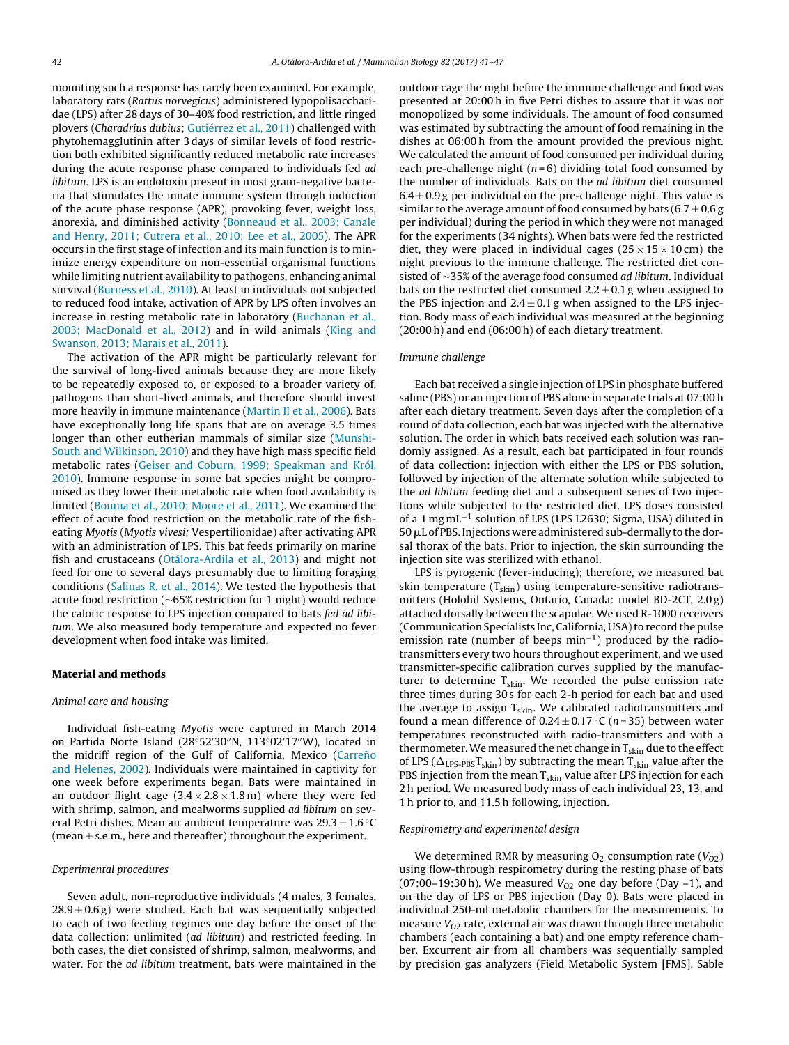mounting such a response has rarely been examined. For example, laboratory rats (*Rattus norvegicus*) administered lypopolisaccharidae (LPS) after 28 days of 30–40% food restriction, and little ringed plovers (*Charadrius dubius*; Gutiérrez et al., 2011) challenged with phytohemagglutinin after 3 days of similar levels of food restriction both exhibited significantly reduced metabolic rate increases during the acute response phase compared to individuals fed *ad libitum*. LPS is an endotoxin present in most gram-negative bacteria that stimulates the innate immune system through induction of the acute phase response (APR), provoking fever, weight loss, anorexia, and diminished activity (Bonneaud et al., 2003; Canale and Henry, 2011; Cutrera et al., 2010; Lee et al., 2005). The APR occurs in the first stage of infection and its main function is to minimize energy expenditure on non-essential organismal functions while limiting nutrient availability to pathogens, enhancing animal survival (Burness et al., 2010). At least in individuals not subjected to reduced food intake, activation of APR by LPS often involves an increase in resting metabolic rate in laboratory (Buchanan et al., 2003; MacDonald et al., 2012) and in wild animals (King and Swanson, 2013; Marais et al., 2011).

The activation of the APR might be particularly relevant for the survival of long-lived animals because they are more likely to be repeatedly exposed to, or exposed to a broader variety of, pathogens than short-lived animals, and therefore should invest more heavily in immune maintenance (Martin II et al., 2006). Bats have exceptionally long life spans that are on average 3.5 times longer than other eutherian mammals of similar size (Munshi-South and Wilkinson, 2010) and they have high mass specific field metabolic rates (Geiser and Coburn, 1999; Speakman and Król, 2010). Immune response in some bat species might be compromised as they lower their metabolic rate when food availability is limited (Bouma et al., 2010; Moore et al., 2011). We examined the effect of acute food restriction on the metabolic rate of the fish-eating *Myotis* (*Myotis vivesi;* Vespertilionidae) after activating APR with an administration of LPS. This bat feeds primarily on marine fish and crustaceans (Otálora-Ardila et al., 2013) and might not feed for one to several days presumably due to limiting foraging conditions (Salinas R. et al., 2014). We tested the hypothesis that acute food restriction (~65% restriction for 1 night) would reduce the caloric response to LPS injection compared to bats *fed ad libitum*. We also measured body temperature and expected no fever development when food intake was limited.

## Material and methods

### Animal care and housing

Individual fish-eating *Myotis* were captured in March 2014 on Partida Norte Island (28°52′30″N, 113°02′17″W), located in the midriff region of the Gulf of California, Mexico (Carreño and Helenes, 2002). Individuals were maintained in captivity for one week before experiments began. Bats were maintained in an outdoor flight cage (3.4 × 2.8 × 1.8 m) where they were fed with shrimp, salmon, and mealworms supplied *ad libitum* on several Petri dishes. Mean air ambient temperature was 29.3 ± 1.6 °C (mean ± s.e.m., here and thereafter) throughout the experiment.

### Experimental procedures

Seven adult, non-reproductive individuals (4 males, 3 females, 28.9 ± 0.6 g) were studied. Each bat was sequentially subjected to each of two feeding regimes one day before the onset of the data collection: unlimited (*ad libitum*) and restricted feeding. In both cases, the diet consisted of shrimp, salmon, mealworms, and water. For the *ad libitum* treatment, bats were maintained in the outdoor cage the night before the immune challenge and food was presented at 20:00 h in five Petri dishes to assure that it was not monopolized by some individuals. The amount of food consumed was estimated by subtracting the amount of food remaining in the dishes at 06:00 h from the amount provided the previous night. We calculated the amount of food consumed per individual during each pre-challenge night ($n = 6$) dividing total food consumed by the number of individuals. Bats on the *ad libitum* diet consumed 6.4 ± 0.9 g per individual on the pre-challenge night. This value is similar to the average amount of food consumed by bats (6.7 ± 0.6 g per individual) during the period in which they were not managed for the experiments (34 nights). When bats were fed the restricted diet, they were placed in individual cages (25 × 15 × 10 cm) the night previous to the immune challenge. The restricted diet consisted of ~35% of the average food consumed *ad libitum*. Individual bats on the restricted diet consumed 2.2 ± 0.1 g when assigned to the PBS injection and 2.4 ± 0.1 g when assigned to the LPS injection. Body mass of each individual was measured at the beginning (20:00 h) and end (06:00 h) of each dietary treatment.

### Immune challenge

Each bat received a single injection of LPS in phosphate buffered saline (PBS) or an injection of PBS alone in separate trials at 07:00 h after each dietary treatment. Seven days after the completion of a round of data collection, each bat was injected with the alternative solution. The order in which bats received each solution was randomly assigned. As a result, each bat participated in four rounds of data collection: injection with either the LPS or PBS solution, followed by injection of the alternate solution while subjected to the *ad libitum* feeding diet and a subsequent series of two injections while subjected to the restricted diet. LPS doses consisted of a 1 mg mL$^{-1}$ solution of LPS (LPS L2630; Sigma, USA) diluted in 50 μL of PBS. Injections were administered sub-dermally to the dorsal thorax of the bats. Prior to injection, the skin surrounding the injection site was sterilized with ethanol.

LPS is pyrogenic (fever-inducing); therefore, we measured bat skin temperature ($T_{skin}$) using temperature-sensitive radiotransmitters (Holohil Systems, Ontario, Canada: model BD-2CT, 2.0 g) attached dorsally between the scapulae. We used R-1000 receivers (Communication Specialists Inc, California, USA) to record the pulse emission rate (number of beeps min$^{-1}$) produced by the radio-transmitters every two hours throughout experiment, and we used transmitter-specific calibration curves supplied by the manufacturer to determine $T_{skin}$. We recorded the pulse emission rate three times during 30 s for each 2-h period for each bat and used the average to assign $T_{skin}$. We calibrated radiotransmitters and found a mean difference of 0.24 ± 0.17 °C ($n = 35$) between water temperatures reconstructed with radio-transmitters and with a thermometer. We measured the net change in $T_{skin}$ due to the effect of LPS ($\Delta_{LPS\text{-}PBS}T_{skin}$) by subtracting the mean $T_{skin}$ value after the PBS injection from the mean $T_{skin}$ value after LPS injection for each 2 h period. We measured body mass of each individual 23, 13, and 1 h prior to, and 11.5 h following, injection.

### Respirometry and experimental design

We determined RMR by measuring $O_2$ consumption rate ($V_{O2}$) using flow-through respirometry during the resting phase of bats (07:00–19:30 h). We measured $V_{O2}$ one day before (Day –1), and on the day of LPS or PBS injection (Day 0). Bats were placed in individual 250-ml metabolic chambers for the measurements. To measure $V_{O2}$ rate, external air was drawn through three metabolic chambers (each containing a bat) and one empty reference chamber. Excurrent air from all chambers was sequentially sampled by precision gas analyzers (Field Metabolic System [FMS], Sable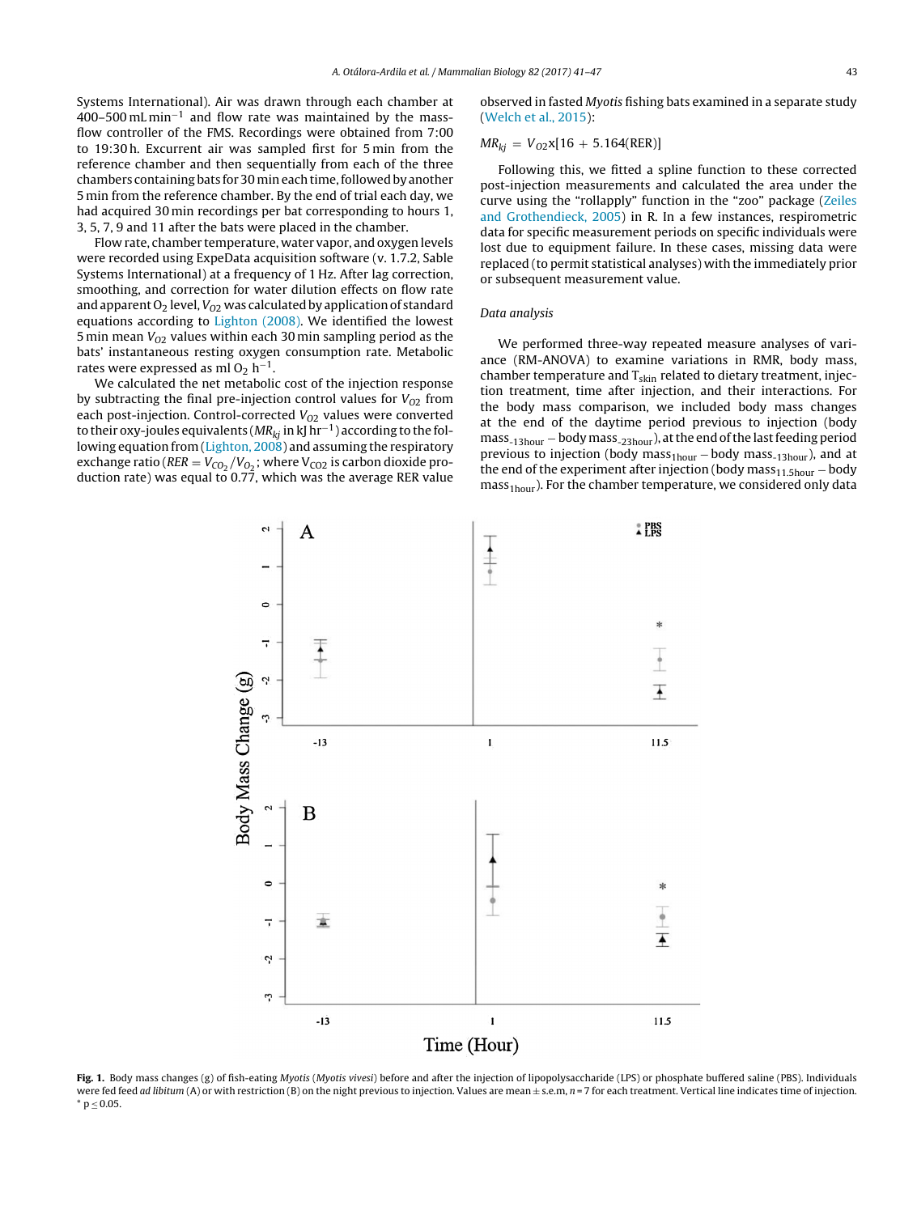Systems International). Air was drawn through each chamber at 400–500 mL min$^{-1}$ and flow rate was maintained by the mass-flow controller of the FMS. Recordings were obtained from 7:00 to 19:30 h. Excurrent air was sampled first for 5 min from the reference chamber and then sequentially from each of the three chambers containing bats for 30 min each time, followed by another 5 min from the reference chamber. By the end of trial each day, we had acquired 30 min recordings per bat corresponding to hours 1, 3, 5, 7, 9 and 11 after the bats were placed in the chamber.

Flow rate, chamber temperature, water vapor, and oxygen levels were recorded using ExpeData acquisition software (v. 1.7.2, Sable Systems International) at a frequency of 1 Hz. After lag correction, smoothing, and correction for water dilution effects on flow rate and apparent $O_2$ level, $V_{O2}$ was calculated by application of standard equations according to Lighton (2008). We identified the lowest 5 min mean $V_{O2}$ values within each 30 min sampling period as the bats' instantaneous resting oxygen consumption rate. Metabolic rates were expressed as ml $O_2$ h$^{-1}$.

We calculated the net metabolic cost of the injection response by subtracting the final pre-injection control values for $V_{O2}$ from each post-injection. Control-corrected $V_{O2}$ values were converted to their oxy-joules equivalents ($MR_{kj}$ in kJ hr$^{-1}$) according to the following equation from (Lighton, 2008) and assuming the respiratory exchange ratio ($RER = V_{CO_2}/V_{O_2}$; where $V_{CO2}$ is carbon dioxide production rate) was equal to 0.77, which was the average RER value observed in fasted *Myotis* fishing bats examined in a separate study (Welch et al., 2015):

$$MR_{kj} = V_{O2}\text{x}[16 + 5.164(\text{RER})]$$

Following this, we fitted a spline function to these corrected post-injection measurements and calculated the area under the curve using the "rollapply" function in the "zoo" package (Zeiles and Grothendieck, 2005) in R. In a few instances, respirometric data for specific measurement periods on specific individuals were lost due to equipment failure. In these cases, missing data were replaced (to permit statistical analyses) with the immediately prior or subsequent measurement value.

### Data analysis

We performed three-way repeated measure analyses of variance (RM-ANOVA) to examine variations in RMR, body mass, chamber temperature and $T_{skin}$ related to dietary treatment, injection treatment, time after injection, and their interactions. For the body mass comparison, we included body mass changes at the end of the daytime period previous to injection (body mass$_{\text{-13hour}}$ − body mass$_{\text{-23hour}}$), at the end of the last feeding period previous to injection (body mass$_{\text{1hour}}$ − body mass$_{\text{-13hour}}$), and at the end of the experiment after injection (body mass$_{\text{11.5hour}}$ − body mass$_{\text{1hour}}$). For the chamber temperature, we considered only data

**Fig. 1.** Body mass changes (g) of fish-eating *Myotis* (*Myotis vivesi*) before and after the injection of lipopolysaccharide (LPS) or phosphate buffered saline (PBS). Individuals were fed feed *ad libitum* (A) or with restriction (B) on the night previous to injection. Values are mean ± s.e.m, $n = 7$ for each treatment. Vertical line indicates time of injection. * $p \leq 0.05$.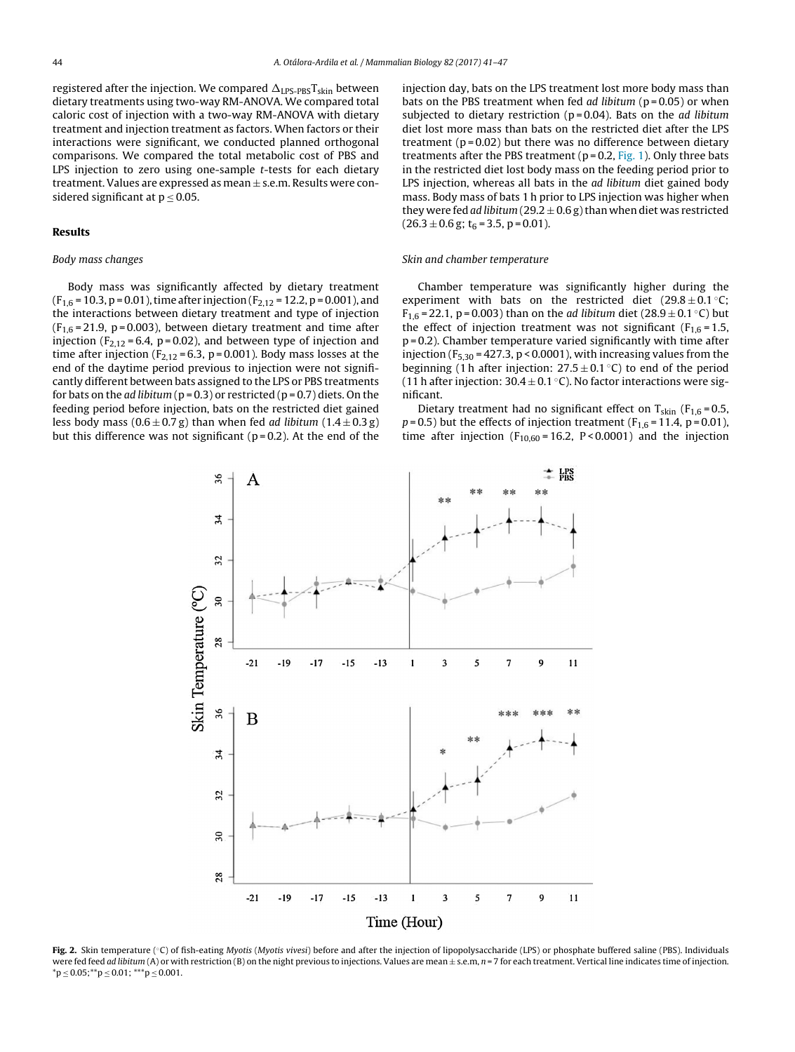registered after the injection. We compared $\Delta_{LPS-PBS}T_{skin}$ between dietary treatments using two-way RM-ANOVA. We compared total caloric cost of injection with a two-way RM-ANOVA with dietary treatment and injection treatment as factors. When factors or their interactions were significant, we conducted planned orthogonal comparisons. We compared the total metabolic cost of PBS and LPS injection to zero using one-sample *t*-tests for each dietary treatment. Values are expressed as mean ± s.e.m. Results were considered significant at $p \leq 0.05$.

## Results

### *Body mass changes*

Body mass was significantly affected by dietary treatment ($F_{1,6} = 10.3$, $p = 0.01$), time after injection ($F_{2,12} = 12.2$, $p = 0.001$), and the interactions between dietary treatment and type of injection ($F_{1,6} = 21.9$, $p = 0.003$), between dietary treatment and time after injection ($F_{2,12} = 6.4$, $p = 0.02$), and between type of injection and time after injection ($F_{2,12} = 6.3$, $p = 0.001$). Body mass losses at the end of the daytime period previous to injection were not significantly different between bats assigned to the LPS or PBS treatments for bats on the *ad libitum* ($p = 0.3$) or restricted ($p = 0.7$) diets. On the feeding period before injection, bats on the restricted diet gained less body mass (0.6 ± 0.7 g) than when fed *ad libitum* (1.4 ± 0.3 g) but this difference was not significant ($p = 0.2$). At the end of the injection day, bats on the LPS treatment lost more body mass than bats on the PBS treatment when fed *ad libitum* ($p = 0.05$) or when subjected to dietary restriction ($p = 0.04$). Bats on the *ad libitum* diet lost more mass than bats on the restricted diet after the LPS treatment ($p = 0.02$) but there was no difference between dietary treatments after the PBS treatment ($p = 0.2$, Fig. 1). Only three bats in the restricted diet lost body mass on the feeding period prior to LPS injection, whereas all bats in the *ad libitum* diet gained body mass. Body mass of bats 1 h prior to LPS injection was higher when they were fed *ad libitum* (29.2 ± 0.6 g) than when diet was restricted (26.3 ± 0.6 g; $t_6 = 3.5$, $p = 0.01$).

### *Skin and chamber temperature*

Chamber temperature was significantly higher during the experiment with bats on the restricted diet (29.8 ± 0.1 °C; $F_{1,6} = 22.1$, $p = 0.003$) than on the *ad libitum* diet (28.9 ± 0.1 °C) but the effect of injection treatment was not significant ($F_{1,6} = 1.5$, $p = 0.2$). Chamber temperature varied significantly with time after injection ($F_{5,30} = 427.3$, $p < 0.0001$), with increasing values from the beginning (1 h after injection: 27.5 ± 0.1 °C) to end of the period (11 h after injection: 30.4 ± 0.1 °C). No factor interactions were significant.

Dietary treatment had no significant effect on $T_{skin}$ ($F_{1,6} = 0.5$, $p = 0.5$) but the effects of injection treatment ($F_{1,6} = 11.4$, $p = 0.01$), time after injection ($F_{10,60} = 16.2$, $P < 0.0001$) and the injection

**Fig. 2.** Skin temperature (°C) of fish-eating *Myotis* (*Myotis vivesi*) before and after the injection of lipopolysaccharide (LPS) or phosphate buffered saline (PBS). Individuals were fed feed *ad libitum* (A) or with restriction (B) on the night previous to injections. Values are mean ± s.e.m, $n = 7$ for each treatment. Vertical line indicates time of injection. *$p \leq 0.05$; **$p \leq 0.01$; ***$p \leq 0.001$.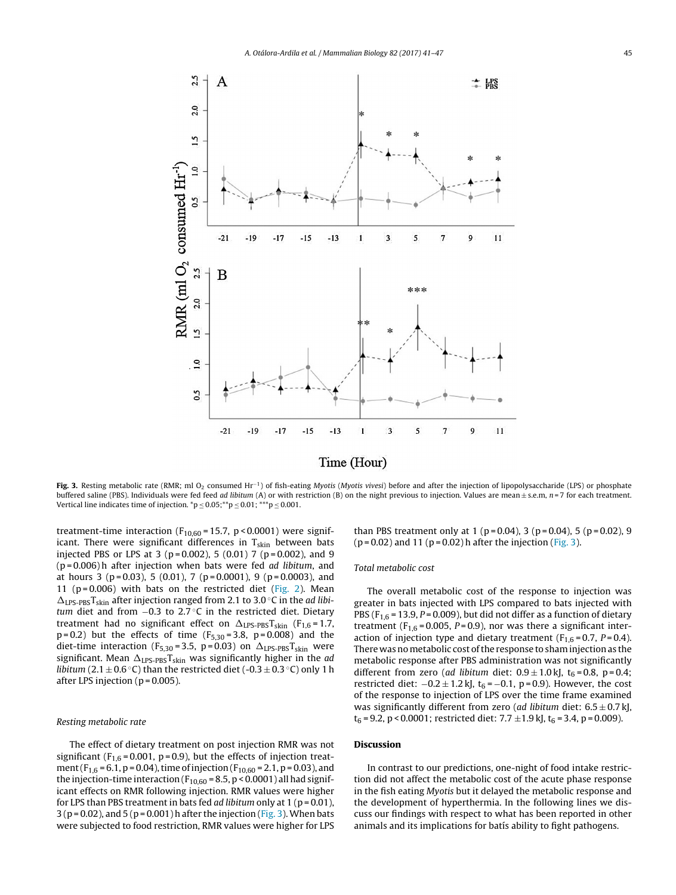**Fig. 3.** Resting metabolic rate (RMR; ml $O_2$ consumed $Hr^{-1}$) of fish-eating *Myotis* (*Myotis vivesi*) before and after the injection of lipopolysaccharide (LPS) or phosphate buffered saline (PBS). Individuals were fed feed *ad libitum* (A) or with restriction (B) on the night previous to injection. Values are mean ± s.e.m, $n = 7$ for each treatment. Vertical line indicates time of injection. $^{*}p \leq 0.05$; $^{**}p \leq 0.01$; $^{***}p \leq 0.001$.

treatment-time interaction ($F_{10,60} = 15.7$, $p < 0.0001$) were significant. There were significant differences in $T_{skin}$ between bats injected PBS or LPS at 3 ($p = 0.002$), 5 (0.01) 7 ($p = 0.002$), and 9 ($p = 0.006$) h after injection when bats were fed *ad libitum*, and at hours 3 ($p = 0.03$), 5 (0.01), 7 ($p = 0.0001$), 9 ($p = 0.0003$), and 11 ($p = 0.006$) with bats on the restricted diet (Fig. 2). Mean $\Delta_{LPS\text{-}PBS}T_{skin}$ after injection ranged from 2.1 to 3.0 °C in the *ad libitum* diet and from −0.3 to 2.7 °C in the restricted diet. Dietary treatment had no significant effect on $\Delta_{LPS\text{-}PBS}T_{skin}$ ($F_{1,6} = 1.7$, $p = 0.2$) but the effects of time ($F_{5,30} = 3.8$, $p = 0.008$) and the diet-time interaction ($F_{5,30} = 3.5$, $p = 0.03$) on $\Delta_{LPS\text{-}PBS}T_{skin}$ were significant. Mean $\Delta_{LPS\text{-}PBS}T_{skin}$ was significantly higher in the *ad libitum* (2.1 ± 0.6 °C) than the restricted diet (-0.3 ± 0.3 °C) only 1 h after LPS injection ($p = 0.005$).

### Resting metabolic rate

The effect of dietary treatment on post injection RMR was not significant ($F_{1,6} = 0.001$, $p = 0.9$), but the effects of injection treatment ($F_{1,6} = 6.1$, $p = 0.04$), time of injection ($F_{10,60} = 2.1$, $p = 0.03$), and the injection-time interaction ($F_{10,60} = 8.5$, $p < 0.0001$) all had significant effects on RMR following injection. RMR values were higher for LPS than PBS treatment in bats fed *ad libitum* only at 1 ($p = 0.01$), 3 ($p = 0.02$), and 5 ($p = 0.001$) h after the injection (Fig. 3). When bats were subjected to food restriction, RMR values were higher for LPS than PBS treatment only at 1 ($p = 0.04$), 3 ($p = 0.04$), 5 ($p = 0.02$), 9 ($p = 0.02$) and 11 ($p = 0.02$) h after the injection (Fig. 3).

### Total metabolic cost

The overall metabolic cost of the response to injection was greater in bats injected with LPS compared to bats injected with PBS ($F_{1,6} = 13.9$, $P = 0.009$), but did not differ as a function of dietary treatment ($F_{1,6} = 0.005$, $P = 0.9$), nor was there a significant interaction of injection type and dietary treatment ($F_{1,6} = 0.7$, $P = 0.4$). There was no metabolic cost of the response to sham injection as the metabolic response after PBS administration was not significantly different from zero (*ad libitum* diet: 0.9 ± 1.0 kJ, $t_6 = 0.8$, $p = 0.4$; restricted diet: −0.2 ± 1.2 kJ, $t_6 = -0.1$, $p = 0.9$). However, the cost of the response to injection of LPS over the time frame examined was significantly different from zero (*ad libitum* diet: 6.5 ± 0.7 kJ, $t_6 = 9.2$, $p < 0.0001$; restricted diet: 7.7 ± 1.9 kJ, $t_6 = 3.4$, $p = 0.009$).

## Discussion

In contrast to our predictions, one-night of food intake restriction did not affect the metabolic cost of the acute phase response in the fish eating *Myotis* but it delayed the metabolic response and the development of hyperthermia. In the following lines we discuss our findings with respect to what has been reported in other animals and its implications for batís ability to fight pathogens.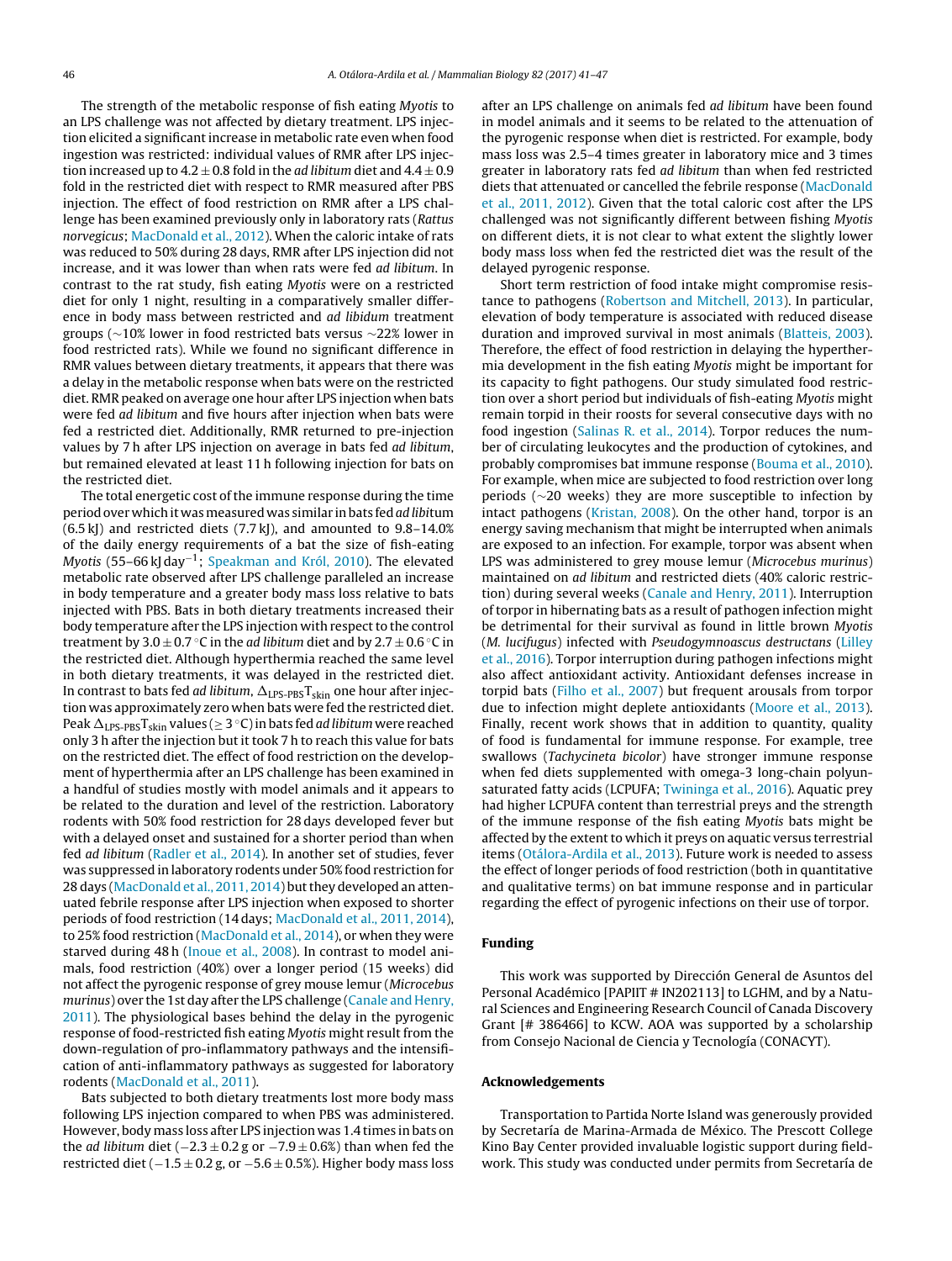The strength of the metabolic response of fish eating *Myotis* to an LPS challenge was not affected by dietary treatment. LPS injection elicited a significant increase in metabolic rate even when food ingestion was restricted: individual values of RMR after LPS injection increased up to 4.2 ± 0.8 fold in the *ad libitum* diet and 4.4 ± 0.9 fold in the restricted diet with respect to RMR measured after PBS injection. The effect of food restriction on RMR after a LPS challenge has been examined previously only in laboratory rats (*Rattus norvegicus*; MacDonald et al., 2012). When the caloric intake of rats was reduced to 50% during 28 days, RMR after LPS injection did not increase, and it was lower than when rats were fed *ad libitum*. In contrast to the rat study, fish eating *Myotis* were on a restricted diet for only 1 night, resulting in a comparatively smaller difference in body mass between restricted and *ad libidum* treatment groups (∼10% lower in food restricted bats versus ∼22% lower in food restricted rats). While we found no significant difference in RMR values between dietary treatments, it appears that there was a delay in the metabolic response when bats were on the restricted diet. RMR peaked on average one hour after LPS injection when bats were fed *ad libitum* and five hours after injection when bats were fed a restricted diet. Additionally, RMR returned to pre-injection values by 7 h after LPS injection on average in bats fed *ad libitum*, but remained elevated at least 11 h following injection for bats on the restricted diet.

The total energetic cost of the immune response during the time period over which it was measured was similar in bats fed *ad libitum* (6.5 kJ) and restricted diets (7.7 kJ), and amounted to 9.8–14.0% of the daily energy requirements of a bat the size of fish-eating *Myotis* (55–66 kJ day$^{-1}$; Speakman and Król, 2010). The elevated metabolic rate observed after LPS challenge paralleled an increase in body temperature and a greater body mass loss relative to bats injected with PBS. Bats in both dietary treatments increased their body temperature after the LPS injection with respect to the control treatment by 3.0 ± 0.7 °C in the *ad libitum* diet and by 2.7 ± 0.6 °C in the restricted diet. Although hyperthermia reached the same level in both dietary treatments, it was delayed in the restricted diet. In contrast to bats fed *ad libitum*, $\Delta_{LPS\text{-}PBS}T_{skin}$ one hour after injection was approximately zero when bats were fed the restricted diet. Peak $\Delta_{LPS\text{-}PBS}T_{skin}$ values (≥ 3 °C) in bats fed *ad libitum* were reached only 3 h after the injection but it took 7 h to reach this value for bats on the restricted diet. The effect of food restriction on the development of hyperthermia after an LPS challenge has been examined in a handful of studies mostly with model animals and it appears to be related to the duration and level of the restriction. Laboratory rodents with 50% food restriction for 28 days developed fever but with a delayed onset and sustained for a shorter period than when fed *ad libitum* (Radler et al., 2014). In another set of studies, fever was suppressed in laboratory rodents under 50% food restriction for 28 days (MacDonald et al., 2011, 2014) but they developed an attenuated febrile response after LPS injection when exposed to shorter periods of food restriction (14 days; MacDonald et al., 2011, 2014), to 25% food restriction (MacDonald et al., 2014), or when they were starved during 48 h (Inoue et al., 2008). In contrast to model animals, food restriction (40%) over a longer period (15 weeks) did not affect the pyrogenic response of grey mouse lemur (*Microcebus murinus*) over the 1st day after the LPS challenge (Canale and Henry, 2011). The physiological bases behind the delay in the pyrogenic response of food-restricted fish eating *Myotis* might result from the down-regulation of pro-inflammatory pathways and the intensification of anti-inflammatory pathways as suggested for laboratory rodents (MacDonald et al., 2011).

Bats subjected to both dietary treatments lost more body mass following LPS injection compared to when PBS was administered. However, body mass loss after LPS injection was 1.4 times in bats on the *ad libitum* diet (−2.3 ± 0.2 g or −7.9 ± 0.6%) than when fed the restricted diet (−1.5 ± 0.2 g, or −5.6 ± 0.5%). Higher body mass loss after an LPS challenge on animals fed *ad libitum* have been found in model animals and it seems to be related to the attenuation of the pyrogenic response when diet is restricted. For example, body mass loss was 2.5–4 times greater in laboratory mice and 3 times greater in laboratory rats fed *ad libitum* than when fed restricted diets that attenuated or cancelled the febrile response (MacDonald et al., 2011, 2012). Given that the total caloric cost after the LPS challenged was not significantly different between fishing *Myotis* on different diets, it is not clear to what extent the slightly lower body mass loss when fed the restricted diet was the result of the delayed pyrogenic response.

Short term restriction of food intake might compromise resistance to pathogens (Robertson and Mitchell, 2013). In particular, elevation of body temperature is associated with reduced disease duration and improved survival in most animals (Blatteis, 2003). Therefore, the effect of food restriction in delaying the hyperthermia development in the fish eating *Myotis* might be important for its capacity to fight pathogens. Our study simulated food restriction over a short period but individuals of fish-eating *Myotis* might remain torpid in their roosts for several consecutive days with no food ingestion (Salinas R. et al., 2014). Torpor reduces the number of circulating leukocytes and the production of cytokines, and probably compromises bat immune response (Bouma et al., 2010). For example, when mice are subjected to food restriction over long periods (∼20 weeks) they are more susceptible to infection by intact pathogens (Kristan, 2008). On the other hand, torpor is an energy saving mechanism that might be interrupted when animals are exposed to an infection. For example, torpor was absent when LPS was administered to grey mouse lemur (*Microcebus murinus*) maintained on *ad libitum* and restricted diets (40% caloric restriction) during several weeks (Canale and Henry, 2011). Interruption of torpor in hibernating bats as a result of pathogen infection might be detrimental for their survival as found in little brown *Myotis* (*M. lucifugus*) infected with *Pseudogymnoascus destructans* (Lilley et al., 2016). Torpor interruption during pathogen infections might also affect antioxidant activity. Antioxidant defenses increase in torpid bats (Filho et al., 2007) but frequent arousals from torpor due to infection might deplete antioxidants (Moore et al., 2013). Finally, recent work shows that in addition to quantity, quality of food is fundamental for immune response. For example, tree swallows (*Tachycineta bicolor*) have stronger immune response when fed diets supplemented with omega-3 long-chain polyunsaturated fatty acids (LCPUFA; Twininga et al., 2016). Aquatic prey had higher LCPUFA content than terrestrial preys and the strength of the immune response of the fish eating *Myotis* bats might be affected by the extent to which it preys on aquatic versus terrestrial items (Otálora-Ardila et al., 2013). Future work is needed to assess the effect of longer periods of food restriction (both in quantitative and qualitative terms) on bat immune response and in particular regarding the effect of pyrogenic infections on their use of torpor.

## Funding

This work was supported by Dirección General de Asuntos del Personal Académico [PAPIIT # IN202113] to LGHM, and by a Natural Sciences and Engineering Research Council of Canada Discovery Grant [# 386466] to KCW. AOA was supported by a scholarship from Consejo Nacional de Ciencia y Tecnología (CONACYT).

## Acknowledgements

Transportation to Partida Norte Island was generously provided by Secretaría de Marina-Armada de México. The Prescott College Kino Bay Center provided invaluable logistic support during fieldwork. This study was conducted under permits from Secretaría de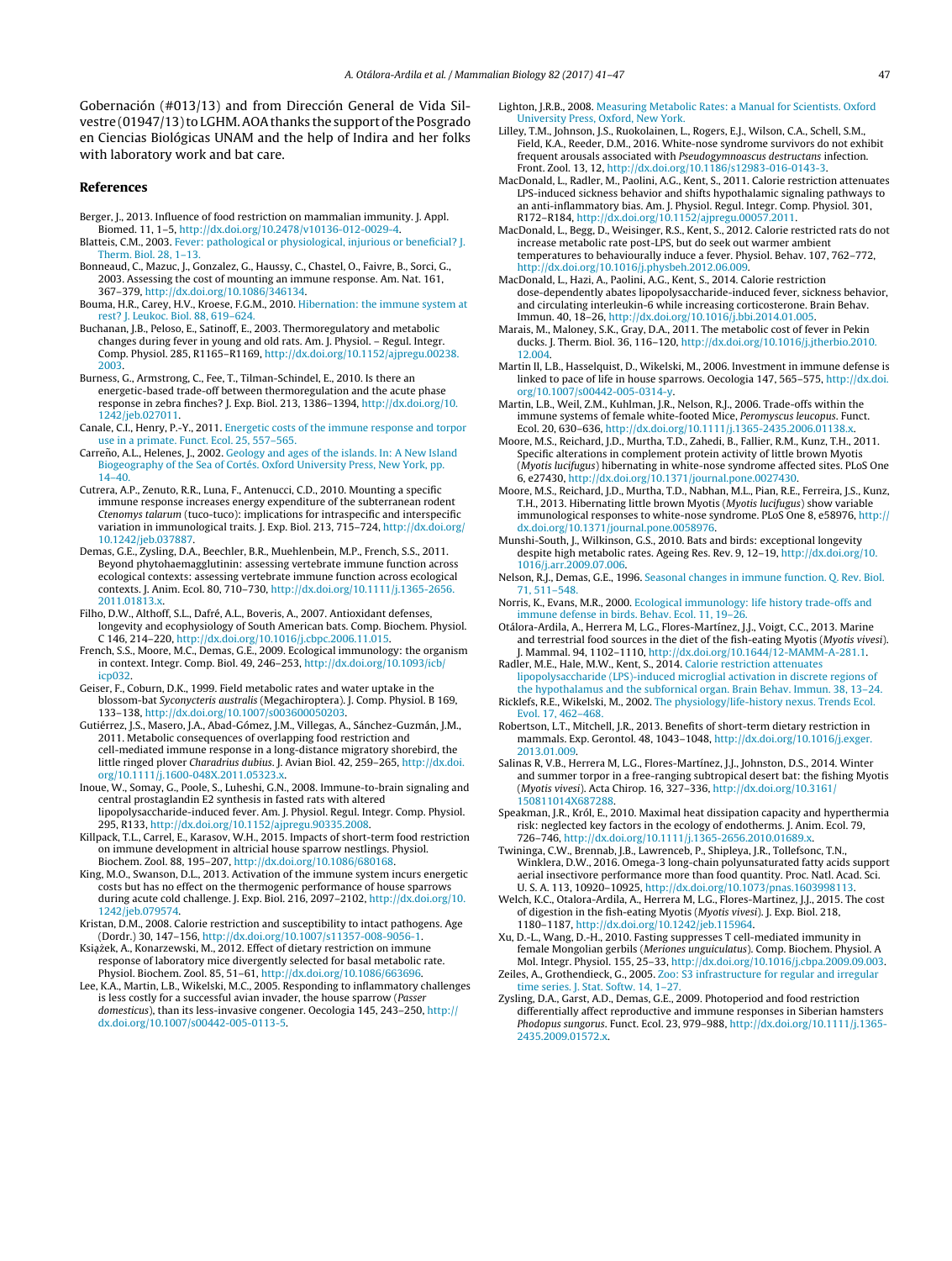Gobernación (#013/13) and from Dirección General de Vida Silvestre (01947/13) to LGHM. AOA thanks the support of the Posgrado en Ciencias Biológicas UNAM and the help of Indira and her folks with laboratory work and bat care.

## References

Berger, J., 2013. Influence of food restriction on mammalian immunity. J. Appl. Biomed. 11, 1–5, http://dx.doi.org/10.2478/v10136-012-0029-4.

Blatteis, C.M., 2003. Fever: pathological or physiological, injurious or beneficial? J. Therm. Biol. 28, 1–13.

Bonneaud, C., Mazuc, J., Gonzalez, G., Haussy, C., Chastel, O., Faivre, B., Sorci, G., 2003. Assessing the cost of mounting an immune response. Am. Nat. 161, 367–379, http://dx.doi.org/10.1086/346134.

Bouma, H.R., Carey, H.V., Kroese, F.G.M., 2010. Hibernation: the immune system at rest? J. Leukoc. Biol. 88, 619–624.

Buchanan, J.B., Peloso, E., Satinoff, E., 2003. Thermoregulatory and metabolic changes during fever in young and old rats. Am. J. Physiol. – Regul. Integr. Comp. Physiol. 285, R1165–R1169, http://dx.doi.org/10.1152/ajpregu.00238.2003.

Burness, G., Armstrong, C., Fee, T., Tilman-Schindel, E., 2010. Is there an energetic-based trade-off between thermoregulation and the acute phase response in zebra finches? J. Exp. Biol. 213, 1386–1394, http://dx.doi.org/10.1242/jeb.027011.

Canale, C.I., Henry, P.-Y., 2011. Energetic costs of the immune response and torpor use in a primate. Funct. Ecol. 25, 557–565.

Carreño, A.L., Helenes, J., 2002. Geology and ages of the islands. In: A New Island Biogeography of the Sea of Cortés. Oxford University Press, New York, pp. 14–40.

Cutrera, A.P., Zenuto, R.R., Luna, F., Antenucci, C.D., 2010. Mounting a specific immune response increases energy expenditure of the subterranean rodent *Ctenomys talarum* (tuco-tuco): implications for intraspecific and interspecific variation in immunological traits. J. Exp. Biol. 213, 715–724, http://dx.doi.org/10.1242/jeb.037887.

Demas, G.E., Zysling, D.A., Beechler, B.R., Muehlenbein, M.P., French, S.S., 2011. Beyond phytohaemagglutinin: assessing vertebrate immune function across ecological contexts: assessing vertebrate immune function across ecological contexts. J. Anim. Ecol. 80, 710–730, http://dx.doi.org/10.1111/j.1365-2656.2011.01813.x.

Filho, D.W., Althoff, S.L., Dafré, A.L., Boveris, A., 2007. Antioxidant defenses, longevity and ecophysiology of South American bats. Comp. Biochem. Physiol. C 146, 214–220, http://dx.doi.org/10.1016/j.cbpc.2006.11.015.

French, S.S., Moore, M.C., Demas, G.E., 2009. Ecological immunology: the organism in context. Integr. Comp. Biol. 49, 246–253, http://dx.doi.org/10.1093/icb/icp032.

Geiser, F., Coburn, D.K., 1999. Field metabolic rates and water uptake in the blossom-bat *Syconycteris australis* (Megachiroptera). J. Comp. Physiol. B 169, 133–138, http://dx.doi.org/10.1007/s003600050203.

Gutiérrez, J.S., Masero, J.A., Abad-Gómez, J.M., Villegas, A., Sánchez-Guzmán, J.M., 2011. Metabolic consequences of overlapping food restriction and cell-mediated immune response in a long-distance migratory shorebird, the little ringed plover *Charadrius dubius*. J. Avian Biol. 42, 259–265, http://dx.doi.org/10.1111/j.1600-048X.2011.05323.x.

Inoue, W., Somay, G., Poole, S., Luheshi, G.N., 2008. Immune-to-brain signaling and central prostaglandin E2 synthesis in fasted rats with altered lipopolysaccharide-induced fever. Am. J. Physiol. Regul. Integr. Comp. Physiol. 295, R133, http://dx.doi.org/10.1152/ajpregu.90335.2008.

Killpack, T.L., Carrel, E., Karasov, W.H., 2015. Impacts of short-term food restriction on immune development in altricial house sparrow nestlings. Physiol. Biochem. Zool. 88, 195–207, http://dx.doi.org/10.1086/680168.

King, M.O., Swanson, D.L., 2013. Activation of the immune system incurs energetic costs but has no effect on the thermogenic performance of house sparrows during acute cold challenge. J. Exp. Biol. 216, 2097–2102, http://dx.doi.org/10.1242/jeb.079574.

Kristan, D.M., 2008. Calorie restriction and susceptibility to intact pathogens. Age (Dordr.) 30, 147–156, http://dx.doi.org/10.1007/s11357-008-9056-1.

Książek, A., Konarzewski, M., 2012. Effect of dietary restriction on immune response of laboratory mice divergently selected for basal metabolic rate. Physiol. Biochem. Zool. 85, 51–61, http://dx.doi.org/10.1086/663696.

Lee, K.A., Martin, L.B., Wikelski, M.C., 2005. Responding to inflammatory challenges is less costly for a successful avian invader, the house sparrow (*Passer domesticus*), than its less-invasive congener. Oecologia 145, 243–250, http://dx.doi.org/10.1007/s00442-005-0113-5.

Lighton, J.R.B., 2008. Measuring Metabolic Rates: a Manual for Scientists. Oxford University Press, Oxford, New York.

Lilley, T.M., Johnson, J.S., Ruokolainen, L., Rogers, E.J., Wilson, C.A., Schell, S.M., Field, K.A., Reeder, D.M., 2016. White-nose syndrome survivors do not exhibit frequent arousals associated with *Pseudogymnoascus destructans* infection. Front. Zool. 13, 12, http://dx.doi.org/10.1186/s12983-016-0143-3.

MacDonald, L., Radler, M., Paolini, A.G., Kent, S., 2011. Calorie restriction attenuates LPS-induced sickness behavior and shifts hypothalamic signaling pathways to an anti-inflammatory bias. Am. J. Physiol. Regul. Integr. Comp. Physiol. 301, R172–R184, http://dx.doi.org/10.1152/ajpregu.00057.2011.

MacDonald, L., Begg, D., Weisinger, R.S., Kent, S., 2012. Calorie restricted rats do not increase metabolic rate post-LPS, but do seek out warmer ambient temperatures to behaviourally induce a fever. Physiol. Behav. 107, 762–772, http://dx.doi.org/10.1016/j.physbeh.2012.06.009.

MacDonald, L., Hazi, A., Paolini, A.G., Kent, S., 2014. Calorie restriction dose-dependently abates lipopolysaccharide-induced fever, sickness behavior, and circulating interleukin-6 while increasing corticosterone. Brain Behav. Immun. 40, 18–26, http://dx.doi.org/10.1016/j.bbi.2014.01.005.

Marais, M., Maloney, S.K., Gray, D.A., 2011. The metabolic cost of fever in Pekin ducks. J. Therm. Biol. 36, 116–120, http://dx.doi.org/10.1016/j.jtherbio.2010.12.004.

Martin II, L.B., Hasselquist, D., Wikelski, M., 2006. Investment in immune defense is linked to pace of life in house sparrows. Oecologia 147, 565–575, http://dx.doi.org/10.1007/s00442-005-0314-y.

Martin, L.B., Weil, Z.M., Kuhlman, J.R., Nelson, R.J., 2006. Trade-offs within the immune systems of female white-footed Mice, *Peromyscus leucopus*. Funct. Ecol. 20, 630–636, http://dx.doi.org/10.1111/j.1365-2435.2006.01138.x.

Moore, M.S., Reichard, J.D., Murtha, T.D., Zahedi, B., Fallier, R.M., Kunz, T.H., 2011. Specific alterations in complement protein activity of little brown Myotis (*Myotis lucifugus*) hibernating in white-nose syndrome affected sites. PLoS One 6, e27430, http://dx.doi.org/10.1371/journal.pone.0027430.

Moore, M.S., Reichard, J.D., Murtha, T.D., Nabhan, M.L., Pian, R.E., Ferreira, J.S., Kunz, T.H., 2013. Hibernating little brown Myotis (*Myotis lucifugus*) show variable immunological responses to white-nose syndrome. PLoS One 8, e58976, http://dx.doi.org/10.1371/journal.pone.0058976.

Munshi-South, J., Wilkinson, G.S., 2010. Bats and birds: exceptional longevity despite high metabolic rates. Ageing Res. Rev. 9, 12–19, http://dx.doi.org/10.1016/j.arr.2009.07.006.

Nelson, R.J., Demas, G.E., 1996. Seasonal changes in immune function. Q. Rev. Biol. 71, 511–548.

Norris, K., Evans, M.R., 2000. Ecological immunology: life history trade-offs and immune defense in birds. Behav. Ecol. 11, 19–26.

Otálora-Ardila, A., Herrera M, L.G., Flores-Martínez, J.J., Voigt, C.C., 2013. Marine and terrestrial food sources in the diet of the fish-eating Myotis (*Myotis vivesi*). J. Mammal. 94, 1102–1110, http://dx.doi.org/10.1644/12-MAMM-A-281.1.

Radler, M.E., Hale, M.W., Kent, S., 2014. Calorie restriction attenuates lipopolysaccharide (LPS)-induced microglial activation in discrete regions of the hypothalamus and the subfornical organ. Brain Behav. Immun. 38, 13–24.

Ricklefs, R.E., Wikelski, M., 2002. The physiology/life-history nexus. Trends Ecol. Evol. 17, 462–468.

Robertson, L.T., Mitchell, J.R., 2013. Benefits of short-term dietary restriction in mammals. Exp. Gerontol. 48, 1043–1048, http://dx.doi.org/10.1016/j.exger.2013.01.009.

Salinas R, V.B., Herrera M, L.G., Flores-Martínez, J.J., Johnston, D.S., 2014. Winter and summer torpor in a free-ranging subtropical desert bat: the fishing Myotis (*Myotis vivesi*). Acta Chirop. 16, 327–336, http://dx.doi.org/10.3161/150811014X687288.

Speakman, J.R., Król, E., 2010. Maximal heat dissipation capacity and hyperthermia risk: neglected key factors in the ecology of endotherms. J. Anim. Ecol. 79, 726–746, http://dx.doi.org/10.1111/j.1365-2656.2010.01689.x.

Twining, C.W., Brennab, J.B., Lawrenceb, P., Shipleya, J.R., Tollefsonc, T.N., Winklera, D.W., 2016. Omega-3 long-chain polyunsaturated fatty acids support aerial insectivore performance more than food quantity. Proc. Natl. Acad. Sci. U. S. A. 113, 10920–10925, http://dx.doi.org/10.1073/pnas.1603998113.

Welch, K.C., Otalora-Ardila, A., Herrera M, L.G., Flores-Martinez, J.J., 2015. The cost of digestion in the fish-eating Myotis (*Myotis vivesi*). J. Exp. Biol. 218, 1180–1187, http://dx.doi.org/10.1242/jeb.115964.

Xu, D.-L., Wang, D.-H., 2010. Fasting suppresses T cell-mediated immunity in female Mongolian gerbils (*Meriones unguiculatus*). Comp. Biochem. Physiol. A Mol. Integr. Physiol. 155, 25–33, http://dx.doi.org/10.1016/j.cbpa.2009.09.003.

Zeiles, A., Grothendieck, G., 2005. Zoo: S3 infrastructure for regular and irregular time series. J. Stat. Softw. 14, 1–27.

Zysling, D.A., Garst, A.D., Demas, G.E., 2009. Photoperiod and food restriction differentially affect reproductive and immune responses in Siberian hamsters *Phodopus sungorus*. Funct. Ecol. 23, 979–988, http://dx.doi.org/10.1111/j.1365-2435.2009.01572.x.